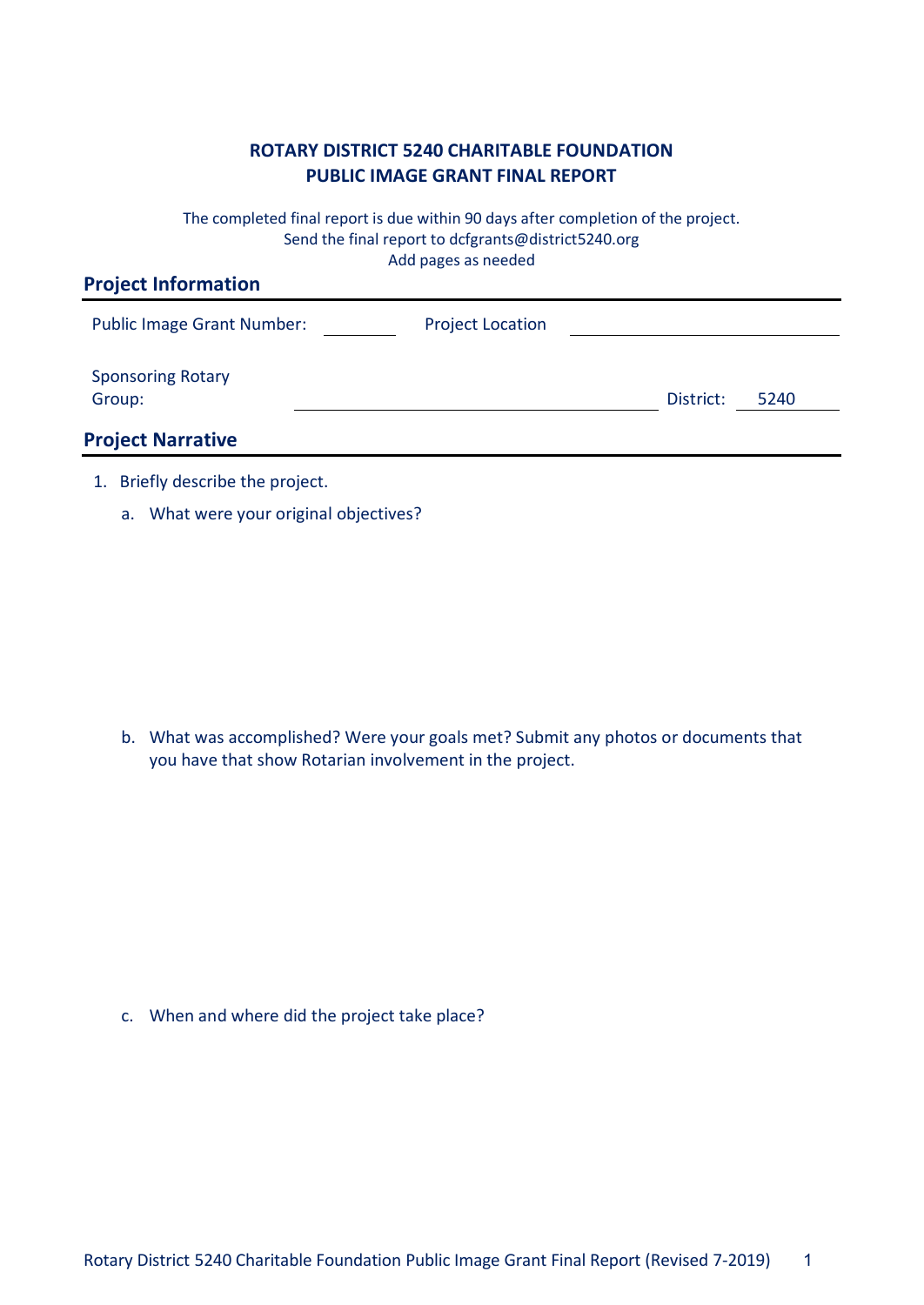**ROTARY DISTRICT 5240 CHARITABLE FOUNDATION**
**PUBLIC IMAGE GRANT FINAL REPORT**

The completed final report is due within 90 days after completion of the project.
Send the final report to dcfgrants@district5240.org
Add pages as needed

## Project Information

Public Image Grant Number: __________ Project Location ______________________________

Sponsoring Rotary Group: ________________________________________ District: 5240

## Project Narrative

1. Briefly describe the project.

   a. What were your original objectives?

   b. What was accomplished? Were your goals met? Submit any photos or documents that you have that show Rotarian involvement in the project.

   c. When and where did the project take place?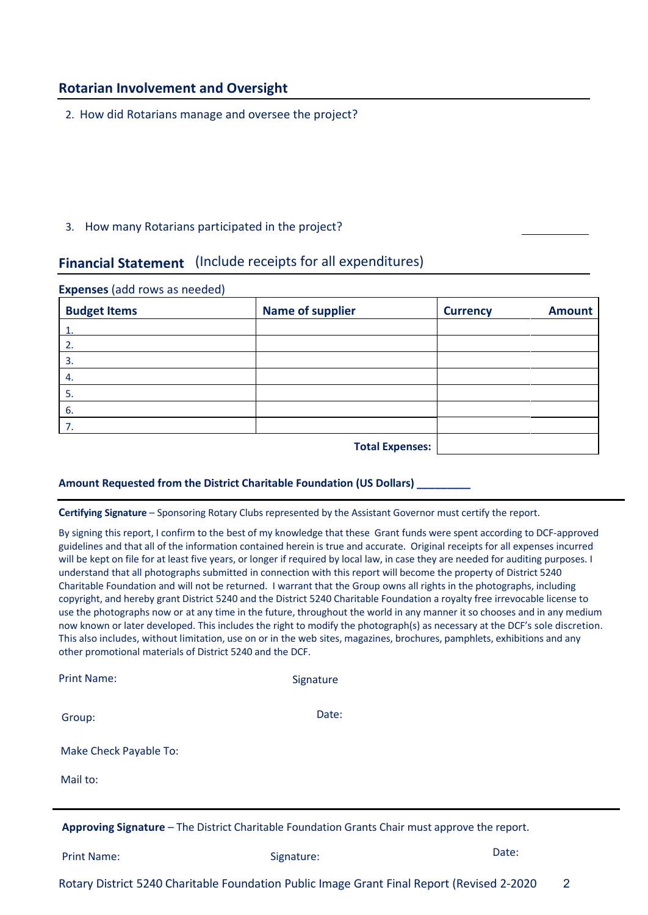## Rotarian Involvement and Oversight

2. How did Rotarians manage and oversee the project?

3. How many Rotarians participated in the project? ________

## Financial Statement (Include receipts for all expenditures)

**Expenses** (add rows as needed)

| Budget Items | Name of supplier | Currency | Amount |
|---|---|---|---|
| 1. | | | |
| 2. | | | |
| 3. | | | |
| 4. | | | |
| 5. | | | |
| 6. | | | |
| 7. | | | |
| | **Total Expenses:** | | |

**Amount Requested from the District Charitable Foundation (US Dollars) _________**

**Certifying Signature** – Sponsoring Rotary Clubs represented by the Assistant Governor must certify the report.

By signing this report, I confirm to the best of my knowledge that these Grant funds were spent according to DCF-approved guidelines and that all of the information contained herein is true and accurate. Original receipts for all expenses incurred will be kept on file for at least five years, or longer if required by local law, in case they are needed for auditing purposes. I understand that all photographs submitted in connection with this report will become the property of District 5240 Charitable Foundation and will not be returned. I warrant that the Group owns all rights in the photographs, including copyright, and hereby grant District 5240 and the District 5240 Charitable Foundation a royalty free irrevocable license to use the photographs now or at any time in the future, throughout the world in any manner it so chooses and in any medium now known or later developed. This includes the right to modify the photograph(s) as necessary at the DCF's sole discretion. This also includes, without limitation, use on or in the web sites, magazines, brochures, pamphlets, exhibitions and any other promotional materials of District 5240 and the DCF.

Print Name: Signature

Group: Date:

Make Check Payable To:

Mail to:

**Approving Signature** – The District Charitable Foundation Grants Chair must approve the report.

Print Name: Signature: Date: